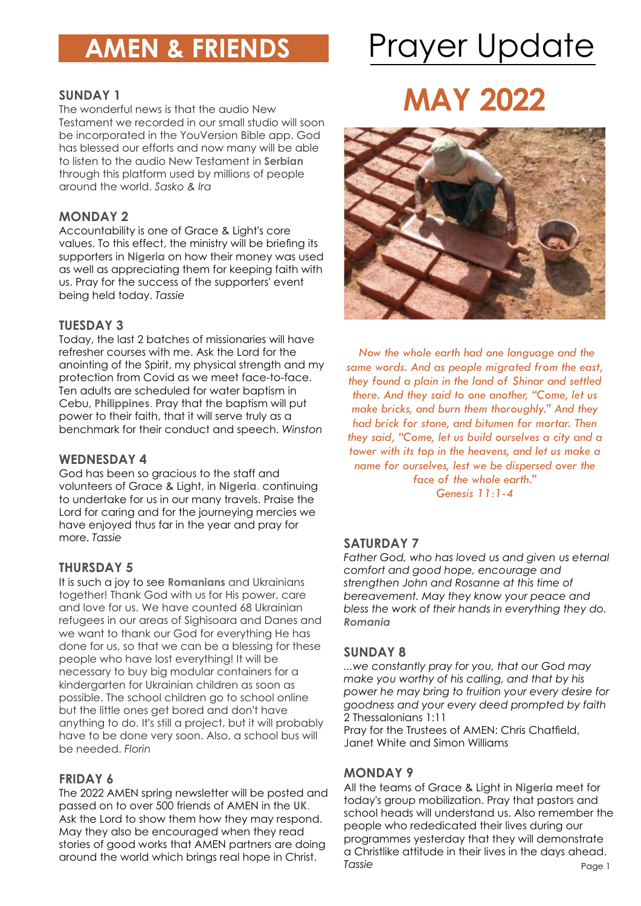# AMEN & FRIENDS

# Prayer Update

# MAY 2022

### SUNDAY 1

The wonderful news is that the audio New Testament we recorded in our small studio will soon be incorporated in the YouVersion Bible app. God has blessed our efforts and now many will be able to listen to the audio New Testament in **Serbian** through this platform used by millions of people around the world. *Sasko & Ira*

### MONDAY 2

Accountability is one of Grace & Light's core values. To this effect, the ministry will be briefing its supporters in **Nigeria** on how their money was used as well as appreciating them for keeping faith with us. Pray for the success of the supporters' event being held today. *Tassie*

### TUESDAY 3

Today, the last 2 batches of missionaries will have refresher courses with me. Ask the Lord for the anointing of the Spirit, my physical strength and my protection from Covid as we meet face-to-face. Ten adults are scheduled for water baptism in Cebu, **Philippines**. Pray that the baptism will put power to their faith, that it will serve truly as a benchmark for their conduct and speech. *Winston*

### WEDNESDAY 4

God has been so gracious to the staff and volunteers of Grace & Light, in **Nigeria**. continuing to undertake for us in our many travels. Praise the Lord for caring and for the journeying mercies we have enjoyed thus far in the year and pray for more. *Tassie*

### THURSDAY 5

It is such a joy to see **Romanians** and Ukrainians together! Thank God with us for His power, care and love for us. We have counted 68 Ukrainian refugees in our areas of Sighisoara and Danes and we want to thank our God for everything He has done for us, so that we can be a blessing for these people who have lost everything! It will be necessary to buy big modular containers for a kindergarten for Ukrainian children as soon as possible. The school children go to school online but the little ones get bored and don't have anything to do. It's still a project, but it will probably have to be done very soon. Also, a school bus will be needed. *Florin*

### FRIDAY 6

The 2022 AMEN spring newsletter will be posted and passed on to over 500 friends of AMEN in the **UK**. Ask the Lord to show them how they may respond. May they also be encouraged when they read stories of good works that AMEN partners are doing around the world which brings real hope in Christ.

*Now the whole earth had one language and the same words. And as people migrated from the east, they found a plain in the land of Shinar and settled there. And they said to one another, "Come, let us make bricks, and burn them thoroughly." And they had brick for stone, and bitumen for mortar. Then they said, "Come, let us build ourselves a city and a tower with its top in the heavens, and let us make a name for ourselves, lest we be dispersed over the face of the whole earth."*
*Genesis 11:1-4*

### SATURDAY 7

*Father God, who has loved us and given us eternal comfort and good hope, encourage and strengthen John and Rosanne at this time of bereavement. May they know your peace and bless the work of their hands in everything they do.* ***Romania***

### SUNDAY 8

*...we constantly pray for you, that our God may make you worthy of his calling, and that by his power he may bring to fruition your every desire for goodness and your every deed prompted by faith*
2 Thessalonians 1:11
Pray for the Trustees of AMEN: Chris Chatfield, Janet White and Simon Williams

### MONDAY 9

All the teams of Grace & Light in **Nigeria** meet for today's group mobilization. Pray that pastors and school heads will understand us. Also remember the people who rededicated their lives during our programmes yesterday that they will demonstrate a Christlike attitude in their lives in the days ahead. *Tassie*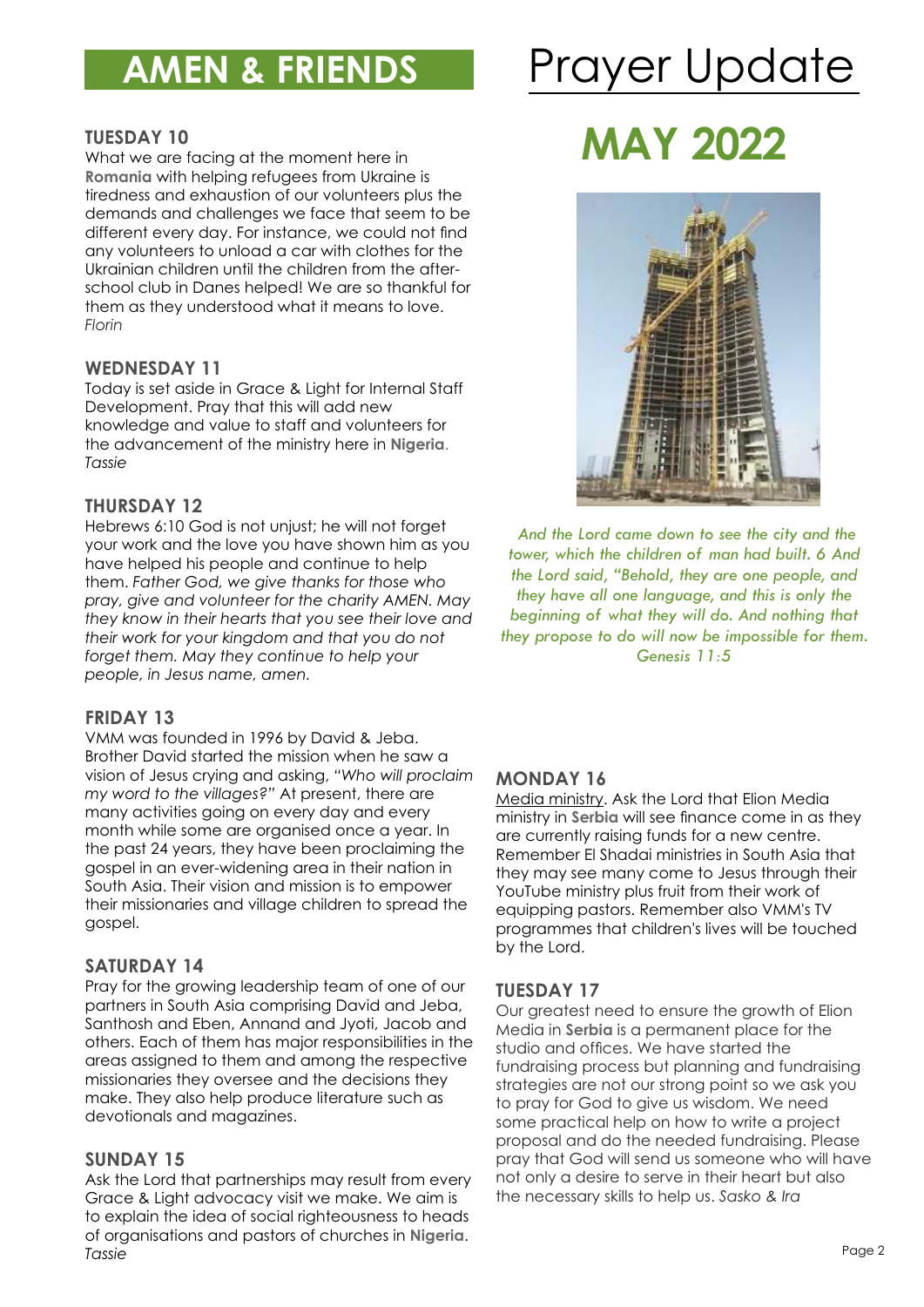# AMEN & FRIENDS

# Prayer Update

# MAY 2022

*And the Lord came down to see the city and the tower, which the children of man had built. 6 And the Lord said, "Behold, they are one people, and they have all one language, and this is only the beginning of what they will do. And nothing that they propose to do will now be impossible for them. Genesis 11:5*

### TUESDAY 10

What we are facing at the moment here in **Romania** with helping refugees from Ukraine is tiredness and exhaustion of our volunteers plus the demands and challenges we face that seem to be different every day. For instance, we could not find any volunteers to unload a car with clothes for the Ukrainian children until the children from the after-school club in Danes helped! We are so thankful for them as they understood what it means to love. *Florin*

### WEDNESDAY 11

Today is set aside in Grace & Light for Internal Staff Development. Pray that this will add new knowledge and value to staff and volunteers for the advancement of the ministry here in **Nigeria**. *Tassie*

### THURSDAY 12

Hebrews 6:10 God is not unjust; he will not forget your work and the love you have shown him as you have helped his people and continue to help them. *Father God, we give thanks for those who pray, give and volunteer for the charity AMEN. May they know in their hearts that you see their love and their work for your kingdom and that you do not forget them. May they continue to help your people, in Jesus name, amen.*

### FRIDAY 13

VMM was founded in 1996 by David & Jeba. Brother David started the mission when he saw a vision of Jesus crying and asking, *"Who will proclaim my word to the villages?"* At present, there are many activities going on every day and every month while some are organised once a year. In the past 24 years, they have been proclaiming the gospel in an ever-widening area in their nation in South Asia. Their vision and mission is to empower their missionaries and village children to spread the gospel.

### SATURDAY 14

Pray for the growing leadership team of one of our partners in South Asia comprising David and Jeba, Santhosh and Eben, Annand and Jyoti, Jacob and others. Each of them has major responsibilities in the areas assigned to them and among the respective missionaries they oversee and the decisions they make. They also help produce literature such as devotionals and magazines.

### SUNDAY 15

Ask the Lord that partnerships may result from every Grace & Light advocacy visit we make. We aim is to explain the idea of social righteousness to heads of organisations and pastors of churches in **Nigeria**. *Tassie*

### MONDAY 16

Media ministry. Ask the Lord that Elion Media ministry in **Serbia** will see finance come in as they are currently raising funds for a new centre. Remember El Shadai ministries in South Asia that they may see many come to Jesus through their YouTube ministry plus fruit from their work of equipping pastors. Remember also VMM's TV programmes that children's lives will be touched by the Lord.

### TUESDAY 17

Our greatest need to ensure the growth of Elion Media in **Serbia** is a permanent place for the studio and offices. We have started the fundraising process but planning and fundraising strategies are not our strong point so we ask you to pray for God to give us wisdom. We need some practical help on how to write a project proposal and do the needed fundraising. Please pray that God will send us someone who will have not only a desire to serve in their heart but also the necessary skills to help us. *Sasko & Ira*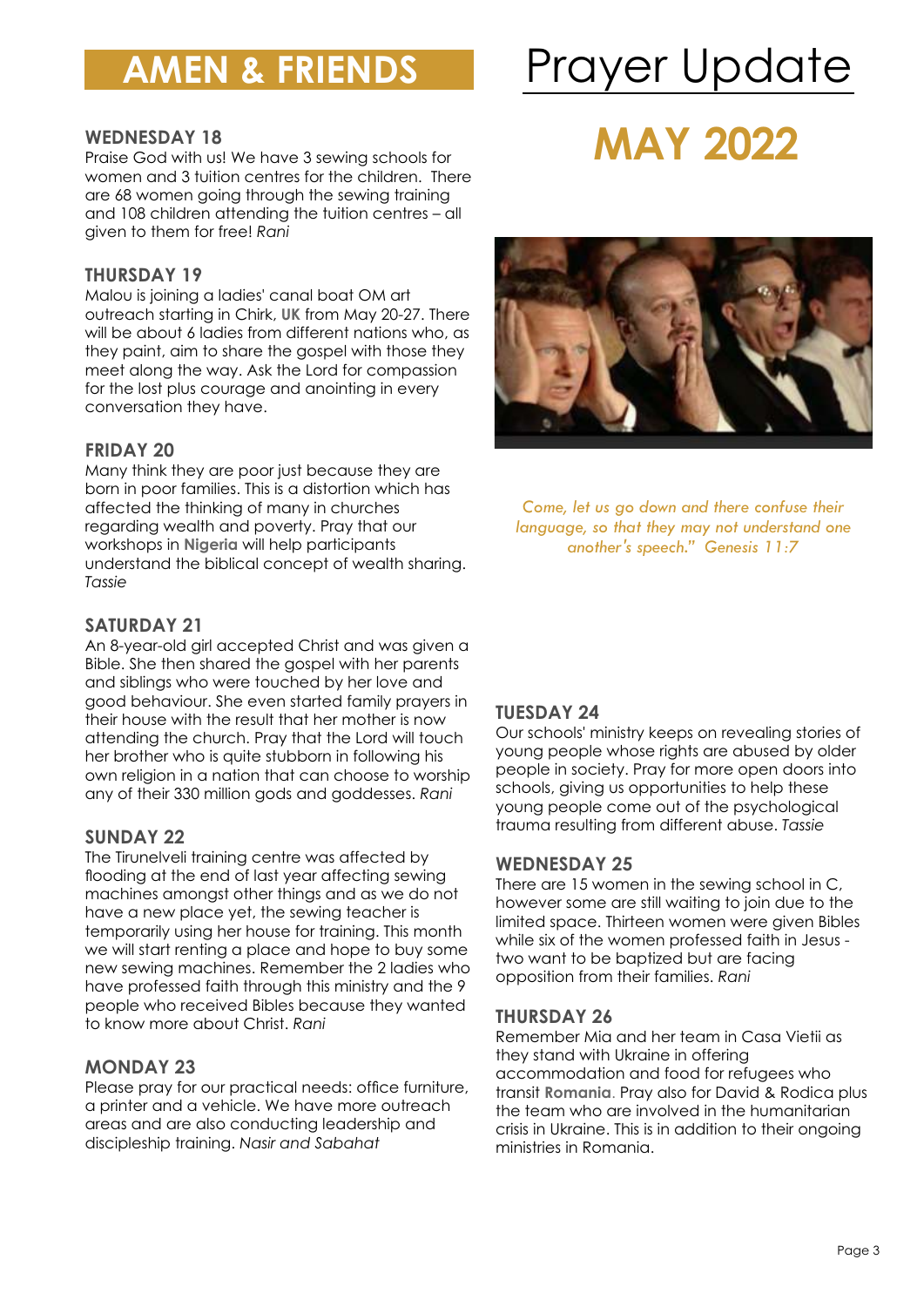# AMEN & FRIENDS

# Prayer Update

# MAY 2022

*Come, let us go down and there confuse their language, so that they may not understand one another's speech." Genesis 11:7*

### WEDNESDAY 18

Praise God with us! We have 3 sewing schools for women and 3 tuition centres for the children. There are 68 women going through the sewing training and 108 children attending the tuition centres – all given to them for free! *Rani*

### THURSDAY 19

Malou is joining a ladies' canal boat OM art outreach starting in Chirk, **UK** from May 20-27. There will be about 6 ladies from different nations who, as they paint, aim to share the gospel with those they meet along the way. Ask the Lord for compassion for the lost plus courage and anointing in every conversation they have.

### FRIDAY 20

Many think they are poor just because they are born in poor families. This is a distortion which has affected the thinking of many in churches regarding wealth and poverty. Pray that our workshops in **Nigeria** will help participants understand the biblical concept of wealth sharing. *Tassie*

### SATURDAY 21

An 8-year-old girl accepted Christ and was given a Bible. She then shared the gospel with her parents and siblings who were touched by her love and good behaviour. She even started family prayers in their house with the result that her mother is now attending the church. Pray that the Lord will touch her brother who is quite stubborn in following his own religion in a nation that can choose to worship any of their 330 million gods and goddesses. *Rani*

### SUNDAY 22

The Tirunelveli training centre was affected by flooding at the end of last year affecting sewing machines amongst other things and as we do not have a new place yet, the sewing teacher is temporarily using her house for training. This month we will start renting a place and hope to buy some new sewing machines. Remember the 2 ladies who have professed faith through this ministry and the 9 people who received Bibles because they wanted to know more about Christ. *Rani*

### MONDAY 23

Please pray for our practical needs: office furniture, a printer and a vehicle. We have more outreach areas and are also conducting leadership and discipleship training. *Nasir and Sabahat*

### TUESDAY 24

Our schools' ministry keeps on revealing stories of young people whose rights are abused by older people in society. Pray for more open doors into schools, giving us opportunities to help these young people come out of the psychological trauma resulting from different abuse. *Tassie*

### WEDNESDAY 25

There are 15 women in the sewing school in C, however some are still waiting to join due to the limited space. Thirteen women were given Bibles while six of the women professed faith in Jesus - two want to be baptized but are facing opposition from their families. *Rani*

### THURSDAY 26

Remember Mia and her team in Casa Vietii as they stand with Ukraine in offering accommodation and food for refugees who transit **Romania**. Pray also for David & Rodica plus the team who are involved in the humanitarian crisis in Ukraine. This is in addition to their ongoing ministries in Romania.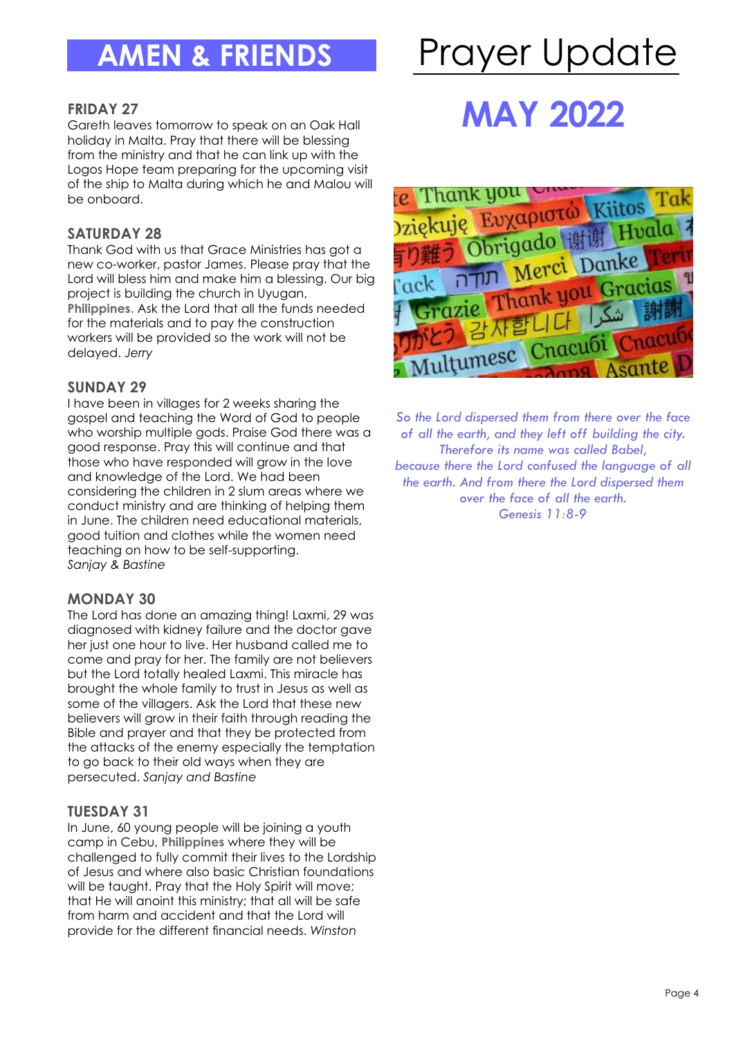# AMEN & FRIENDS

# Prayer Update

# MAY 2022

### FRIDAY 27

Gareth leaves tomorrow to speak on an Oak Hall holiday in Malta. Pray that there will be blessing from the ministry and that he can link up with the Logos Hope team preparing for the upcoming visit of the ship to Malta during which he and Malou will be onboard.

### SATURDAY 28

Thank God with us that Grace Ministries has got a new co-worker, pastor James. Please pray that the Lord will bless him and make him a blessing. Our big project is building the church in Uyugan, **Philippines.** Ask the Lord that all the funds needed for the materials and to pay the construction workers will be provided so the work will not be delayed. *Jerry*

### SUNDAY 29

I have been in villages for 2 weeks sharing the gospel and teaching the Word of God to people who worship multiple gods. Praise God there was a good response. Pray this will continue and that those who have responded will grow in the love and knowledge of the Lord. We had been considering the children in 2 slum areas where we conduct ministry and are thinking of helping them in June. The children need educational materials, good tuition and clothes while the women need teaching on how to be self-supporting. *Sanjay & Bastine*

### MONDAY 30

The Lord has done an amazing thing! Laxmi, 29 was diagnosed with kidney failure and the doctor gave her just one hour to live. Her husband called me to come and pray for her. The family are not believers but the Lord totally healed Laxmi. This miracle has brought the whole family to trust in Jesus as well as some of the villagers. Ask the Lord that these new believers will grow in their faith through reading the Bible and prayer and that they be protected from the attacks of the enemy especially the temptation to go back to their old ways when they are persecuted. *Sanjay and Bastine*

### TUESDAY 31

In June, 60 young people will be joining a youth camp in Cebu, **Philippines** where they will be challenged to fully commit their lives to the Lordship of Jesus and where also basic Christian foundations will be taught. Pray that the Holy Spirit will move; that He will anoint this ministry; that all will be safe from harm and accident and that the Lord will provide for the different financial needs. *Winston*

*So the Lord dispersed them from there over the face of all the earth, and they left off building the city. Therefore its name was called Babel, because there the Lord confused the language of all the earth. And from there the Lord dispersed them over the face of all the earth.*
*Genesis 11:8-9*